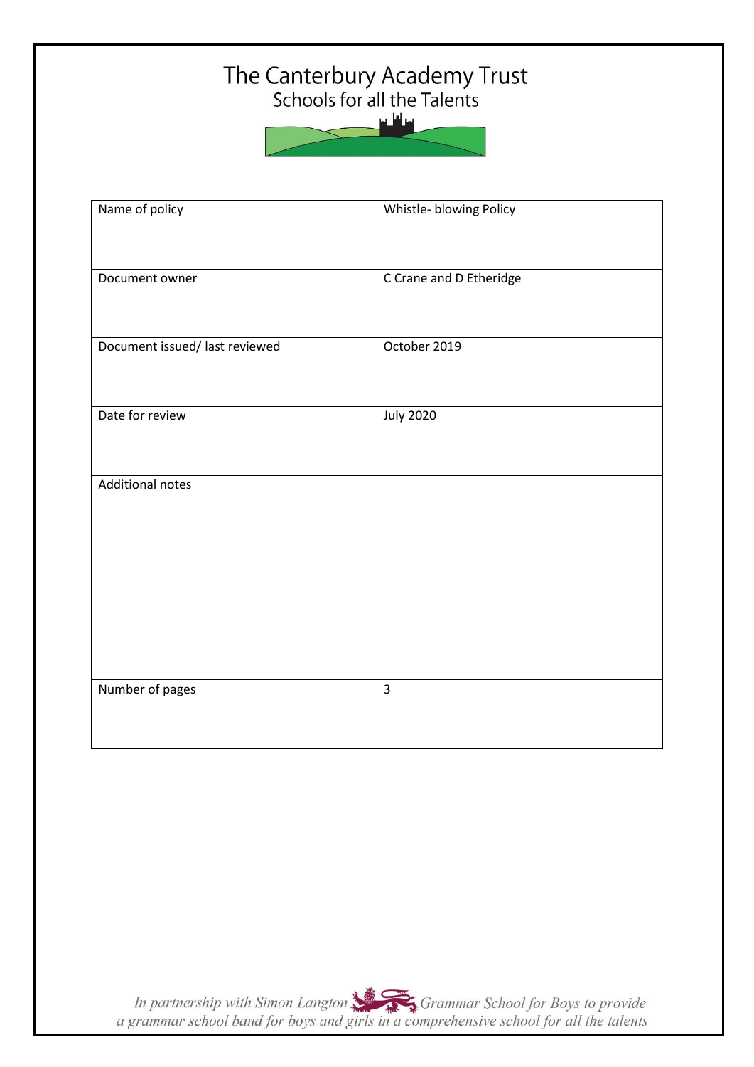# The Canterbury Academy Trust

Schools for all the Talents

| Name of policy | Whistle- blowing Policy |
|---|---|
| Document owner | C Crane and D Etheridge |
| Document issued/ last reviewed | October 2019 |
| Date for review | July 2020 |
| Additional notes | |
| Number of pages | 3 |

*In partnership with Simon Langton Grammar School for Boys to provide a grammar school band for boys and girls in a comprehensive school for all the talents*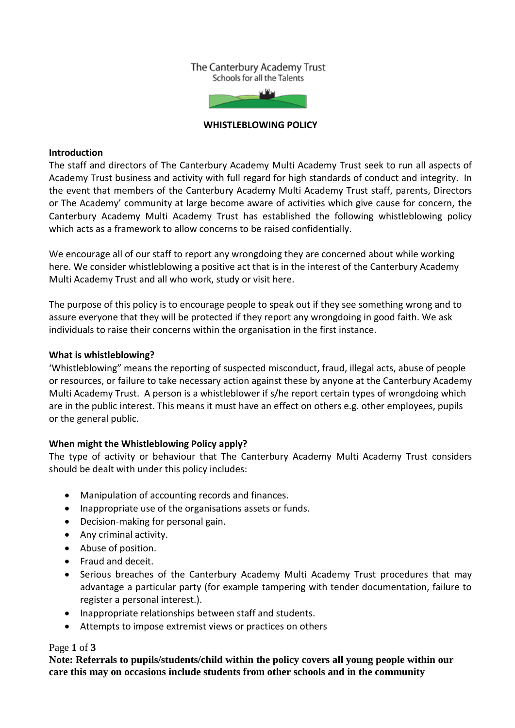The Canterbury Academy Trust
Schools for all the Talents

# WHISTLEBLOWING POLICY

**Introduction**
The staff and directors of The Canterbury Academy Multi Academy Trust seek to run all aspects of Academy Trust business and activity with full regard for high standards of conduct and integrity. In the event that members of the Canterbury Academy Multi Academy Trust staff, parents, Directors or The Academy' community at large become aware of activities which give cause for concern, the Canterbury Academy Multi Academy Trust has established the following whistleblowing policy which acts as a framework to allow concerns to be raised confidentially.

We encourage all of our staff to report any wrongdoing they are concerned about while working here. We consider whistleblowing a positive act that is in the interest of the Canterbury Academy Multi Academy Trust and all who work, study or visit here.

The purpose of this policy is to encourage people to speak out if they see something wrong and to assure everyone that they will be protected if they report any wrongdoing in good faith. We ask individuals to raise their concerns within the organisation in the first instance.

**What is whistleblowing?**
'Whistleblowing" means the reporting of suspected misconduct, fraud, illegal acts, abuse of people or resources, or failure to take necessary action against these by anyone at the Canterbury Academy Multi Academy Trust. A person is a whistleblower if s/he report certain types of wrongdoing which are in the public interest. This means it must have an effect on others e.g. other employees, pupils or the general public.

**When might the Whistleblowing Policy apply?**
The type of activity or behaviour that The Canterbury Academy Multi Academy Trust considers should be dealt with under this policy includes:

- Manipulation of accounting records and finances.
- Inappropriate use of the organisations assets or funds.
- Decision-making for personal gain.
- Any criminal activity.
- Abuse of position.
- Fraud and deceit.
- Serious breaches of the Canterbury Academy Multi Academy Trust procedures that may advantage a particular party (for example tampering with tender documentation, failure to register a personal interest.).
- Inappropriate relationships between staff and students.
- Attempts to impose extremist views or practices on others

**Note: Referrals to pupils/students/child within the policy covers all young people within our care this may on occasions include students from other schools and in the community**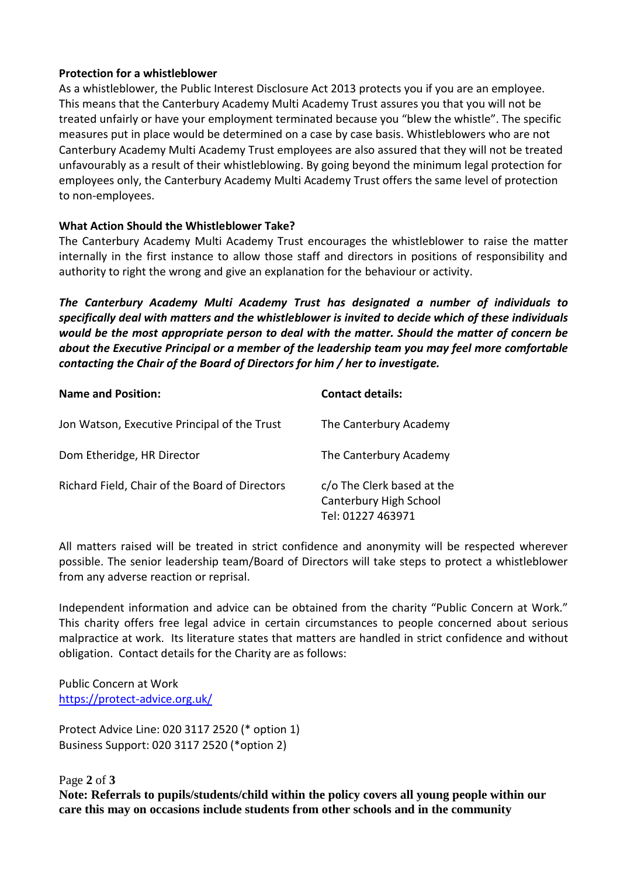**Protection for a whistleblower**

As a whistleblower, the Public Interest Disclosure Act 2013 protects you if you are an employee. This means that the Canterbury Academy Multi Academy Trust assures you that you will not be treated unfairly or have your employment terminated because you "blew the whistle". The specific measures put in place would be determined on a case by case basis. Whistleblowers who are not Canterbury Academy Multi Academy Trust employees are also assured that they will not be treated unfavourably as a result of their whistleblowing. By going beyond the minimum legal protection for employees only, the Canterbury Academy Multi Academy Trust offers the same level of protection to non-employees.

**What Action Should the Whistleblower Take?**

The Canterbury Academy Multi Academy Trust encourages the whistleblower to raise the matter internally in the first instance to allow those staff and directors in positions of responsibility and authority to right the wrong and give an explanation for the behaviour or activity.

***The Canterbury Academy Multi Academy Trust has designated a number of individuals to specifically deal with matters and the whistleblower is invited to decide which of these individuals would be the most appropriate person to deal with the matter. Should the matter of concern be about the Executive Principal or a member of the leadership team you may feel more comfortable contacting the Chair of the Board of Directors for him / her to investigate.***

| **Name and Position:** | **Contact details:** |
|---|---|
| Jon Watson, Executive Principal of the Trust | The Canterbury Academy |
| Dom Etheridge, HR Director | The Canterbury Academy |
| Richard Field, Chair of the Board of Directors | c/o The Clerk based at the Canterbury High School Tel: 01227 463971 |

All matters raised will be treated in strict confidence and anonymity will be respected wherever possible. The senior leadership team/Board of Directors will take steps to protect a whistleblower from any adverse reaction or reprisal.

Independent information and advice can be obtained from the charity "Public Concern at Work." This charity offers free legal advice in certain circumstances to people concerned about serious malpractice at work. Its literature states that matters are handled in strict confidence and without obligation. Contact details for the Charity are as follows:

Public Concern at Work
https://protect-advice.org.uk/

Protect Advice Line: 020 3117 2520 (* option 1)
Business Support: 020 3117 2520 (*option 2)

**Note: Referrals to pupils/students/child within the policy covers all young people within our care this may on occasions include students from other schools and in the community**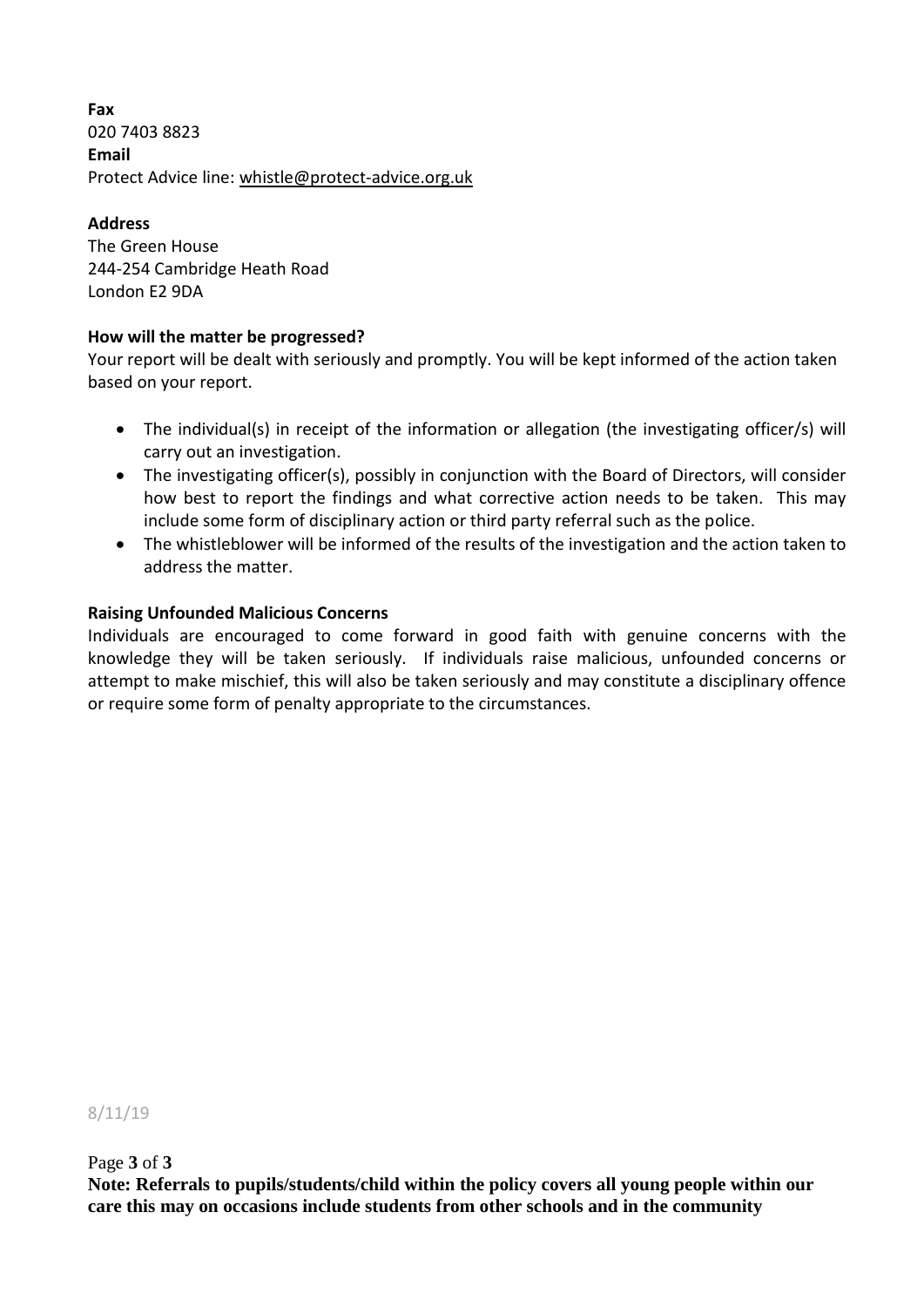**Fax**
020 7403 8823
**Email**
Protect Advice line: whistle@protect-advice.org.uk

**Address**
The Green House
244-254 Cambridge Heath Road
London E2 9DA

**How will the matter be progressed?**

Your report will be dealt with seriously and promptly. You will be kept informed of the action taken based on your report.

- The individual(s) in receipt of the information or allegation (the investigating officer/s) will carry out an investigation.
- The investigating officer(s), possibly in conjunction with the Board of Directors, will consider how best to report the findings and what corrective action needs to be taken. This may include some form of disciplinary action or third party referral such as the police.
- The whistleblower will be informed of the results of the investigation and the action taken to address the matter.

**Raising Unfounded Malicious Concerns**

Individuals are encouraged to come forward in good faith with genuine concerns with the knowledge they will be taken seriously. If individuals raise malicious, unfounded concerns or attempt to make mischief, this will also be taken seriously and may constitute a disciplinary offence or require some form of penalty appropriate to the circumstances.

8/11/19

**Note: Referrals to pupils/students/child within the policy covers all young people within our care this may on occasions include students from other schools and in the community**